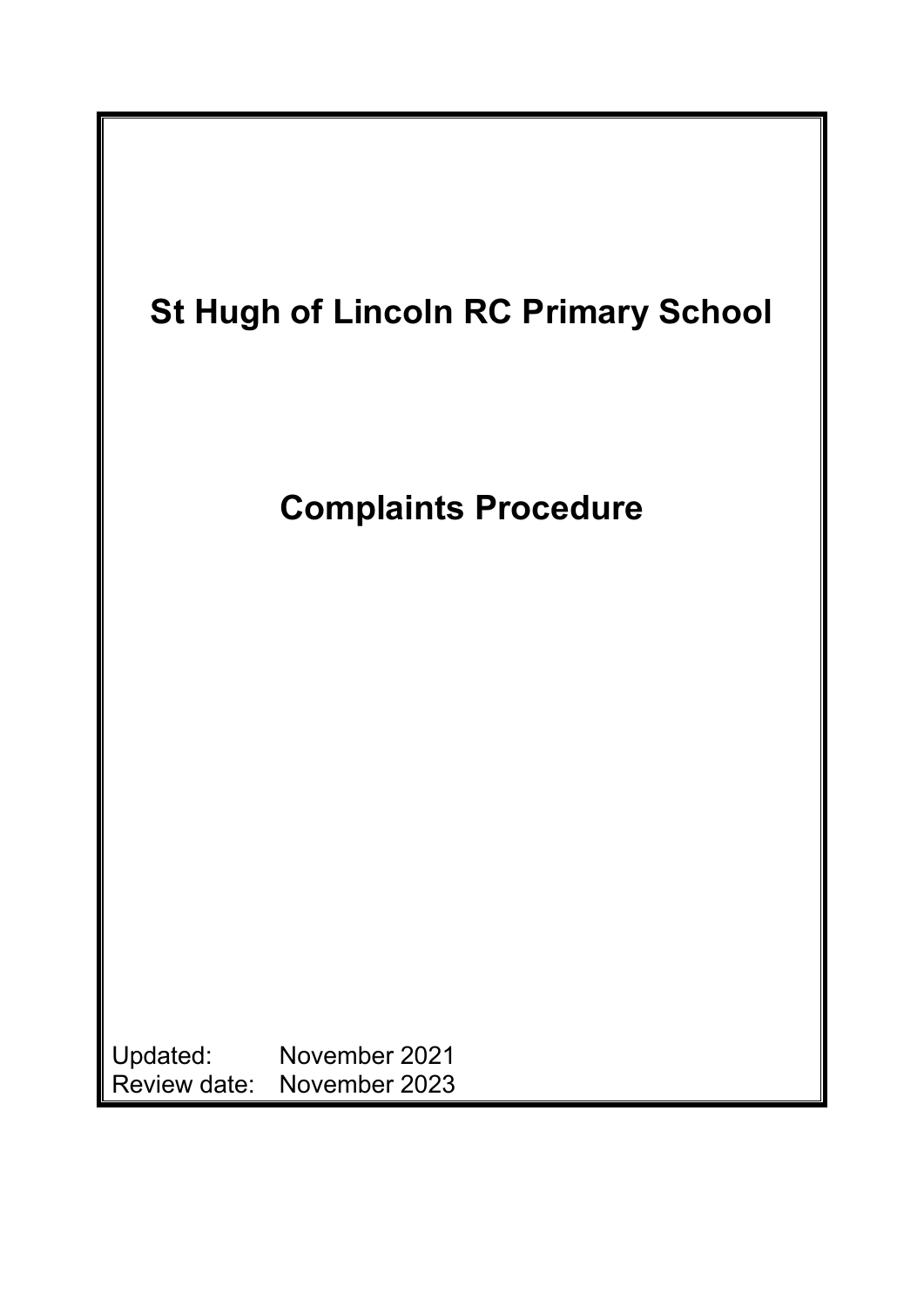# St Hugh of Lincoln RC Primary School

# Complaints Procedure

Updated: November 2021
Review date: November 2023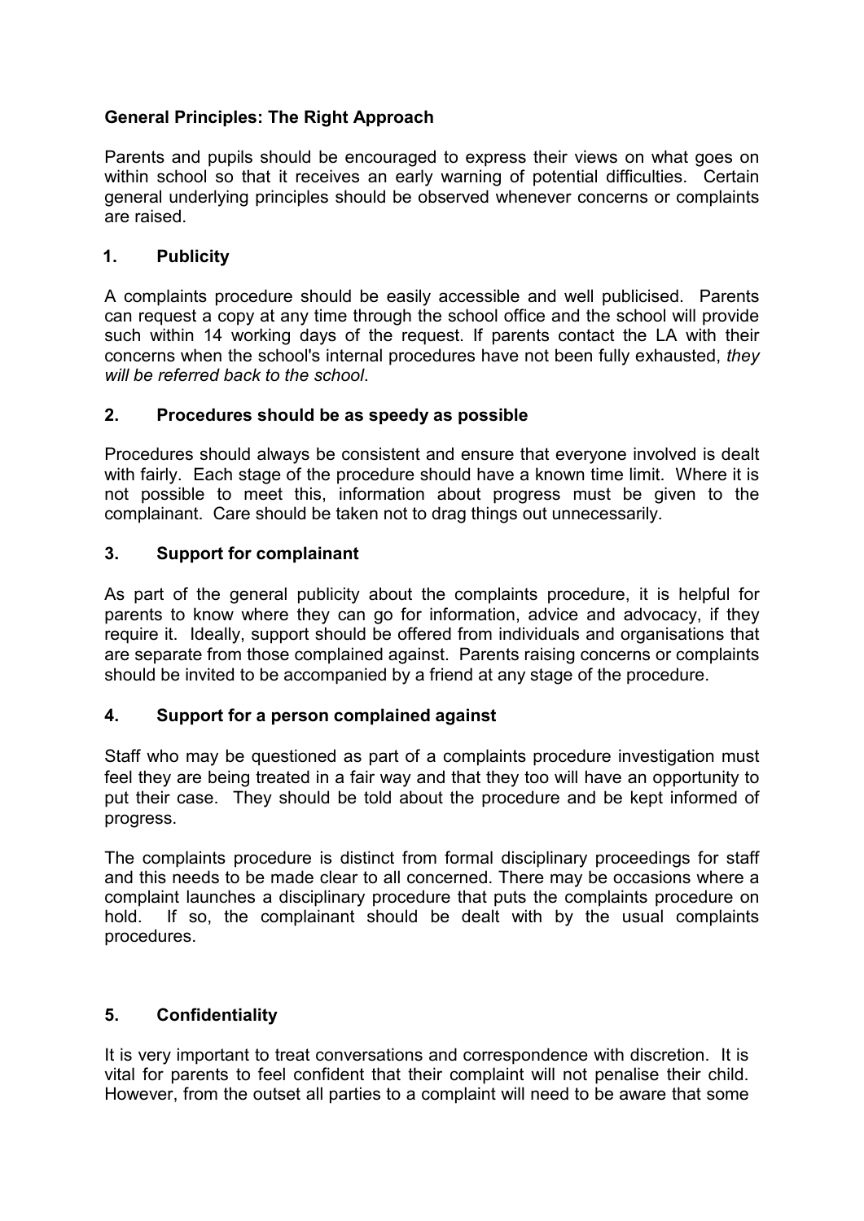**General Principles: The Right Approach**

Parents and pupils should be encouraged to express their views on what goes on within school so that it receives an early warning of potential difficulties. Certain general underlying principles should be observed whenever concerns or complaints are raised.

**1. Publicity**

A complaints procedure should be easily accessible and well publicised. Parents can request a copy at any time through the school office and the school will provide such within 14 working days of the request. If parents contact the LA with their concerns when the school's internal procedures have not been fully exhausted, *they will be referred back to the school*.

**2. Procedures should be as speedy as possible**

Procedures should always be consistent and ensure that everyone involved is dealt with fairly. Each stage of the procedure should have a known time limit. Where it is not possible to meet this, information about progress must be given to the complainant. Care should be taken not to drag things out unnecessarily.

**3. Support for complainant**

As part of the general publicity about the complaints procedure, it is helpful for parents to know where they can go for information, advice and advocacy, if they require it. Ideally, support should be offered from individuals and organisations that are separate from those complained against. Parents raising concerns or complaints should be invited to be accompanied by a friend at any stage of the procedure.

**4. Support for a person complained against**

Staff who may be questioned as part of a complaints procedure investigation must feel they are being treated in a fair way and that they too will have an opportunity to put their case. They should be told about the procedure and be kept informed of progress.

The complaints procedure is distinct from formal disciplinary proceedings for staff and this needs to be made clear to all concerned. There may be occasions where a complaint launches a disciplinary procedure that puts the complaints procedure on hold. If so, the complainant should be dealt with by the usual complaints procedures.

**5. Confidentiality**

It is very important to treat conversations and correspondence with discretion. It is vital for parents to feel confident that their complaint will not penalise their child. However, from the outset all parties to a complaint will need to be aware that some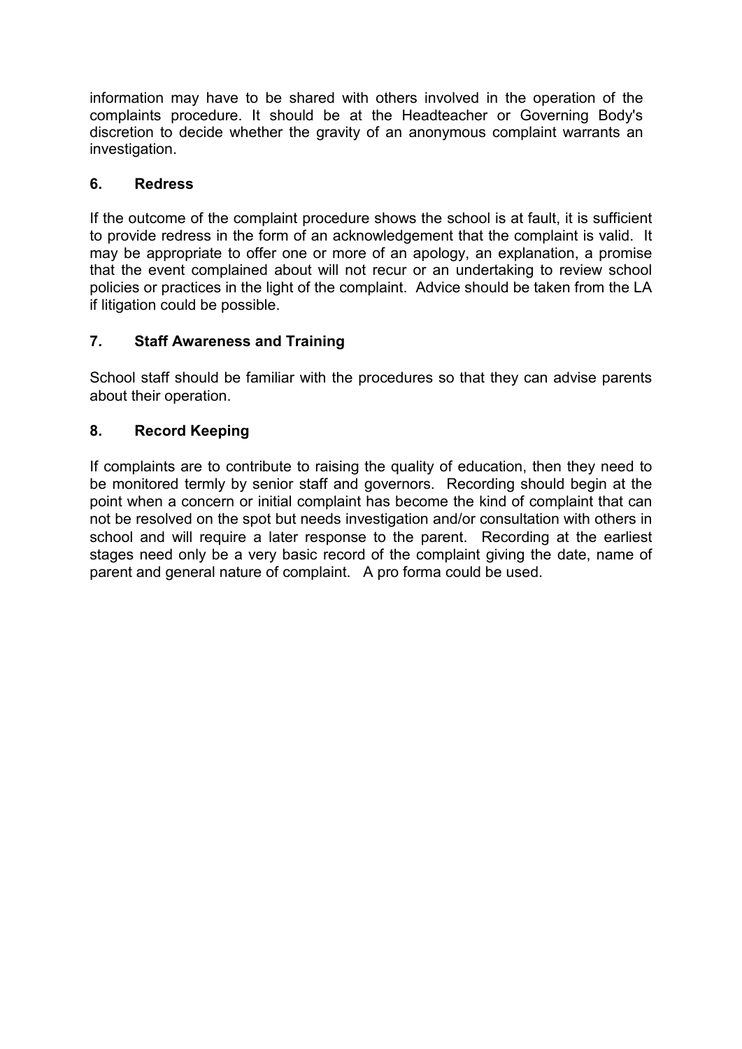information may have to be shared with others involved in the operation of the complaints procedure. It should be at the Headteacher or Governing Body's discretion to decide whether the gravity of an anonymous complaint warrants an investigation.

## 6. Redress

If the outcome of the complaint procedure shows the school is at fault, it is sufficient to provide redress in the form of an acknowledgement that the complaint is valid. It may be appropriate to offer one or more of an apology, an explanation, a promise that the event complained about will not recur or an undertaking to review school policies or practices in the light of the complaint. Advice should be taken from the LA if litigation could be possible.

## 7. Staff Awareness and Training

School staff should be familiar with the procedures so that they can advise parents about their operation.

## 8. Record Keeping

If complaints are to contribute to raising the quality of education, then they need to be monitored termly by senior staff and governors. Recording should begin at the point when a concern or initial complaint has become the kind of complaint that can not be resolved on the spot but needs investigation and/or consultation with others in school and will require a later response to the parent. Recording at the earliest stages need only be a very basic record of the complaint giving the date, name of parent and general nature of complaint. A pro forma could be used.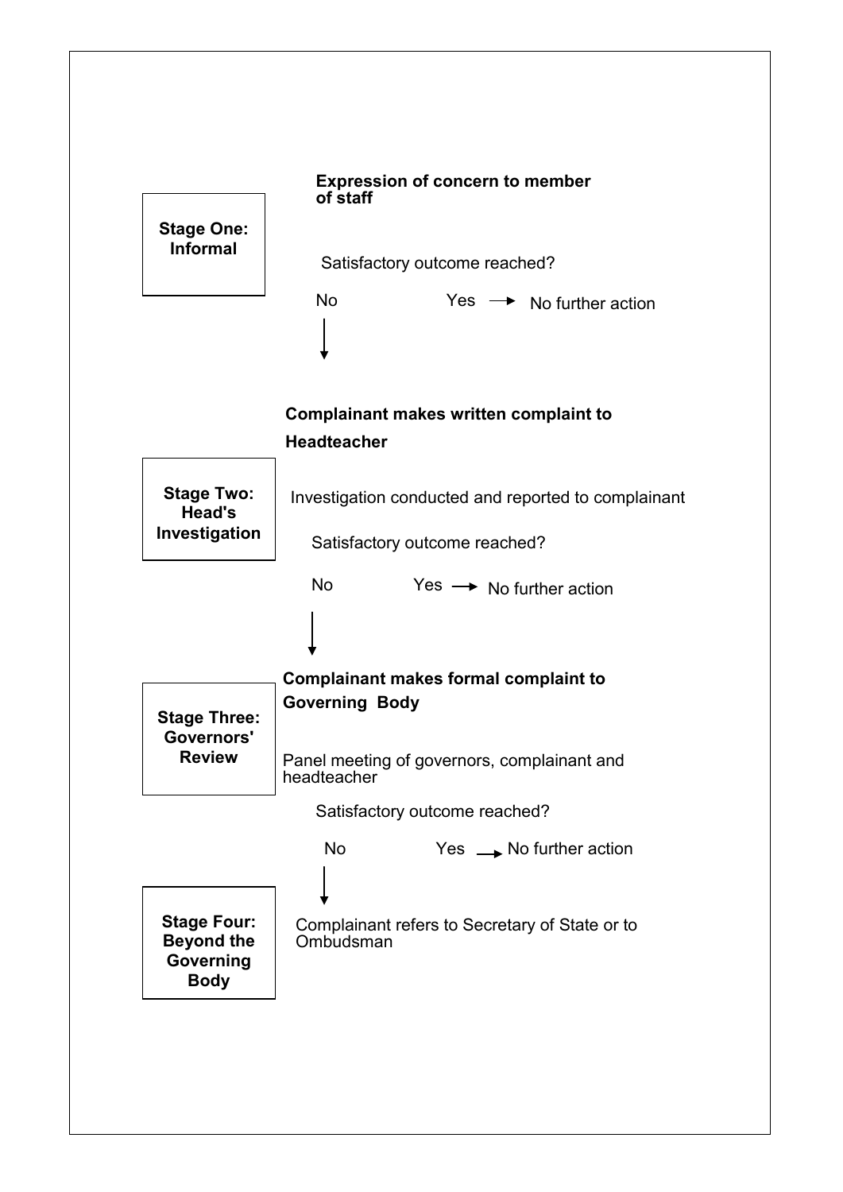**Stage One: Informal**

**Expression of concern to member of staff**

Satisfactory outcome reached?

No ↓

Yes → No further action

**Stage Two: Head's Investigation**

**Complainant makes written complaint to Headteacher**

Investigation conducted and reported to complainant

Satisfactory outcome reached?

No ↓

Yes → No further action

**Stage Three: Governors' Review**

**Complainant makes formal complaint to Governing Body**

Panel meeting of governors, complainant and headteacher

Satisfactory outcome reached?

No ↓

Yes → No further action

**Stage Four: Beyond the Governing Body**

Complainant refers to Secretary of State or to Ombudsman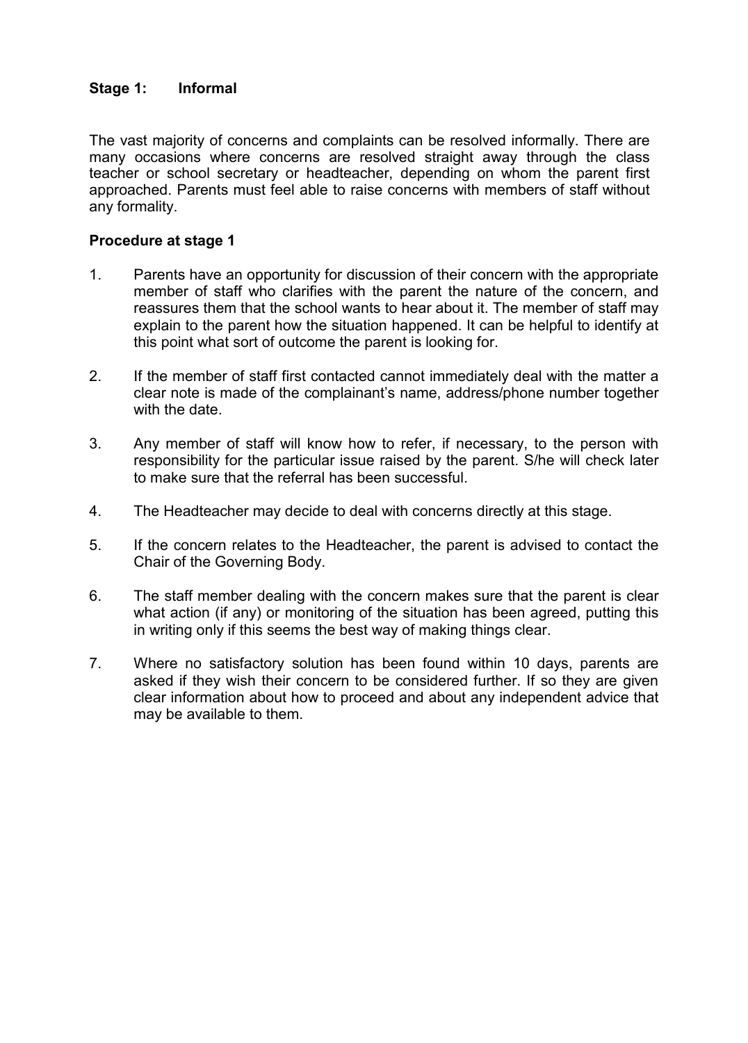## Stage 1: Informal

The vast majority of concerns and complaints can be resolved informally. There are many occasions where concerns are resolved straight away through the class teacher or school secretary or headteacher, depending on whom the parent first approached. Parents must feel able to raise concerns with members of staff without any formality.

**Procedure at stage 1**

1. Parents have an opportunity for discussion of their concern with the appropriate member of staff who clarifies with the parent the nature of the concern, and reassures them that the school wants to hear about it. The member of staff may explain to the parent how the situation happened. It can be helpful to identify at this point what sort of outcome the parent is looking for.

2. If the member of staff first contacted cannot immediately deal with the matter a clear note is made of the complainant's name, address/phone number together with the date.

3. Any member of staff will know how to refer, if necessary, to the person with responsibility for the particular issue raised by the parent. S/he will check later to make sure that the referral has been successful.

4. The Headteacher may decide to deal with concerns directly at this stage.

5. If the concern relates to the Headteacher, the parent is advised to contact the Chair of the Governing Body.

6. The staff member dealing with the concern makes sure that the parent is clear what action (if any) or monitoring of the situation has been agreed, putting this in writing only if this seems the best way of making things clear.

7. Where no satisfactory solution has been found within 10 days, parents are asked if they wish their concern to be considered further. If so they are given clear information about how to proceed and about any independent advice that may be available to them.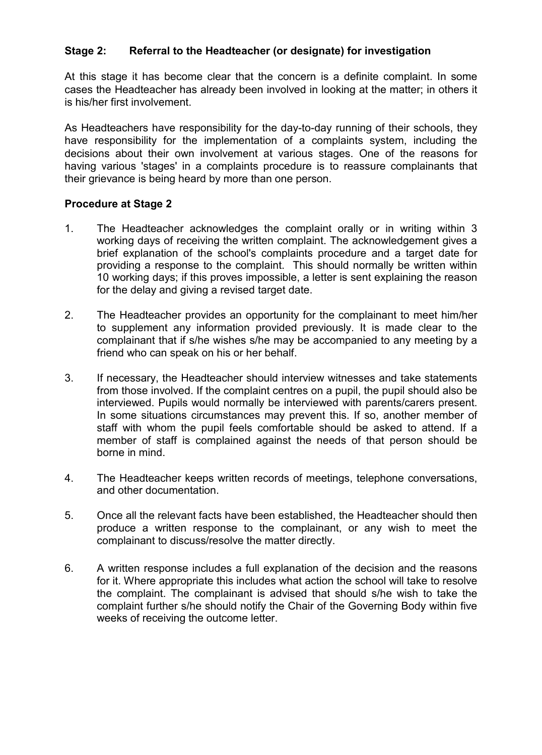### Stage 2: Referral to the Headteacher (or designate) for investigation

At this stage it has become clear that the concern is a definite complaint. In some cases the Headteacher has already been involved in looking at the matter; in others it is his/her first involvement.

As Headteachers have responsibility for the day-to-day running of their schools, they have responsibility for the implementation of a complaints system, including the decisions about their own involvement at various stages. One of the reasons for having various 'stages' in a complaints procedure is to reassure complainants that their grievance is being heard by more than one person.

**Procedure at Stage 2**

1. The Headteacher acknowledges the complaint orally or in writing within 3 working days of receiving the written complaint. The acknowledgement gives a brief explanation of the school's complaints procedure and a target date for providing a response to the complaint. This should normally be written within 10 working days; if this proves impossible, a letter is sent explaining the reason for the delay and giving a revised target date.

2. The Headteacher provides an opportunity for the complainant to meet him/her to supplement any information provided previously. It is made clear to the complainant that if s/he wishes s/he may be accompanied to any meeting by a friend who can speak on his or her behalf.

3. If necessary, the Headteacher should interview witnesses and take statements from those involved. If the complaint centres on a pupil, the pupil should also be interviewed. Pupils would normally be interviewed with parents/carers present. In some situations circumstances may prevent this. If so, another member of staff with whom the pupil feels comfortable should be asked to attend. If a member of staff is complained against the needs of that person should be borne in mind.

4. The Headteacher keeps written records of meetings, telephone conversations, and other documentation.

5. Once all the relevant facts have been established, the Headteacher should then produce a written response to the complainant, or any wish to meet the complainant to discuss/resolve the matter directly.

6. A written response includes a full explanation of the decision and the reasons for it. Where appropriate this includes what action the school will take to resolve the complaint. The complainant is advised that should s/he wish to take the complaint further s/he should notify the Chair of the Governing Body within five weeks of receiving the outcome letter.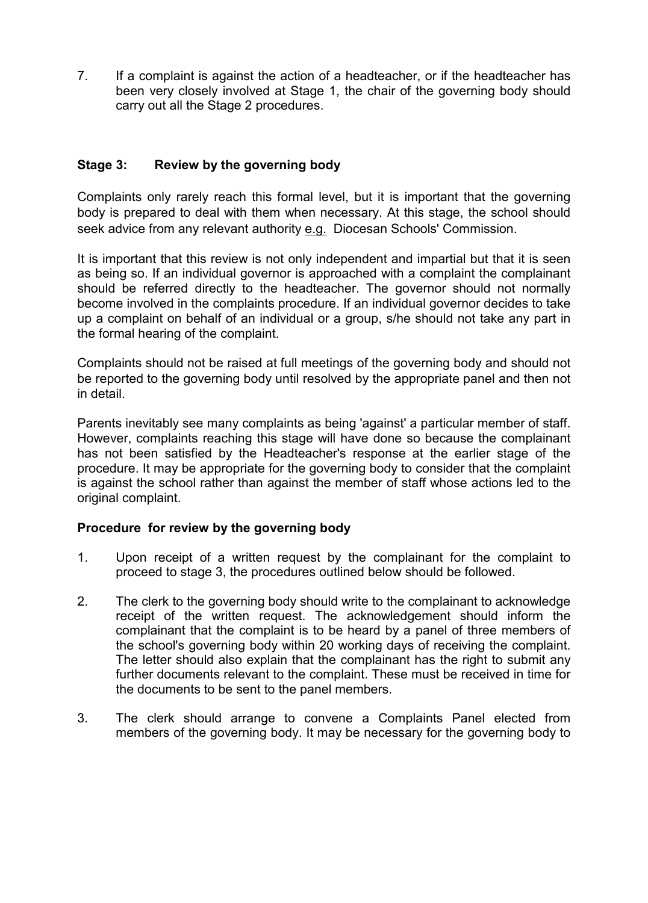7. If a complaint is against the action of a headteacher, or if the headteacher has been very closely involved at Stage 1, the chair of the governing body should carry out all the Stage 2 procedures.

### Stage 3: Review by the governing body

Complaints only rarely reach this formal level, but it is important that the governing body is prepared to deal with them when necessary. At this stage, the school should seek advice from any relevant authority e.g. Diocesan Schools' Commission.

It is important that this review is not only independent and impartial but that it is seen as being so. If an individual governor is approached with a complaint the complainant should be referred directly to the headteacher. The governor should not normally become involved in the complaints procedure. If an individual governor decides to take up a complaint on behalf of an individual or a group, s/he should not take any part in the formal hearing of the complaint.

Complaints should not be raised at full meetings of the governing body and should not be reported to the governing body until resolved by the appropriate panel and then not in detail.

Parents inevitably see many complaints as being 'against' a particular member of staff. However, complaints reaching this stage will have done so because the complainant has not been satisfied by the Headteacher's response at the earlier stage of the procedure. It may be appropriate for the governing body to consider that the complaint is against the school rather than against the member of staff whose actions led to the original complaint.

#### Procedure for review by the governing body

1. Upon receipt of a written request by the complainant for the complaint to proceed to stage 3, the procedures outlined below should be followed.

2. The clerk to the governing body should write to the complainant to acknowledge receipt of the written request. The acknowledgement should inform the complainant that the complaint is to be heard by a panel of three members of the school's governing body within 20 working days of receiving the complaint. The letter should also explain that the complainant has the right to submit any further documents relevant to the complaint. These must be received in time for the documents to be sent to the panel members.

3. The clerk should arrange to convene a Complaints Panel elected from members of the governing body. It may be necessary for the governing body to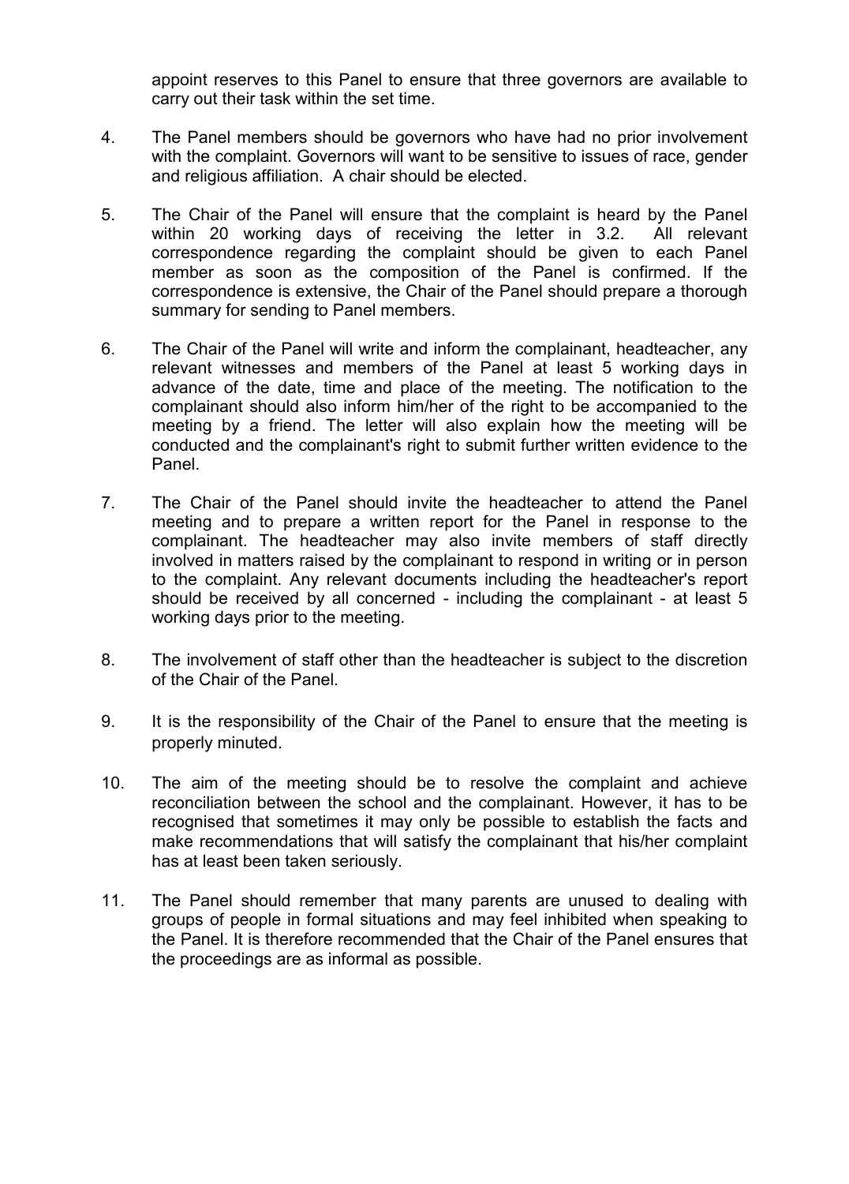appoint reserves to this Panel to ensure that three governors are available to carry out their task within the set time.

4. The Panel members should be governors who have had no prior involvement with the complaint. Governors will want to be sensitive to issues of race, gender and religious affiliation. A chair should be elected.

5. The Chair of the Panel will ensure that the complaint is heard by the Panel within 20 working days of receiving the letter in 3.2. All relevant correspondence regarding the complaint should be given to each Panel member as soon as the composition of the Panel is confirmed. If the correspondence is extensive, the Chair of the Panel should prepare a thorough summary for sending to Panel members.

6. The Chair of the Panel will write and inform the complainant, headteacher, any relevant witnesses and members of the Panel at least 5 working days in advance of the date, time and place of the meeting. The notification to the complainant should also inform him/her of the right to be accompanied to the meeting by a friend. The letter will also explain how the meeting will be conducted and the complainant's right to submit further written evidence to the Panel.

7. The Chair of the Panel should invite the headteacher to attend the Panel meeting and to prepare a written report for the Panel in response to the complainant. The headteacher may also invite members of staff directly involved in matters raised by the complainant to respond in writing or in person to the complaint. Any relevant documents including the headteacher's report should be received by all concerned - including the complainant - at least 5 working days prior to the meeting.

8. The involvement of staff other than the headteacher is subject to the discretion of the Chair of the Panel.

9. It is the responsibility of the Chair of the Panel to ensure that the meeting is properly minuted.

10. The aim of the meeting should be to resolve the complaint and achieve reconciliation between the school and the complainant. However, it has to be recognised that sometimes it may only be possible to establish the facts and make recommendations that will satisfy the complainant that his/her complaint has at least been taken seriously.

11. The Panel should remember that many parents are unused to dealing with groups of people in formal situations and may feel inhibited when speaking to the Panel. It is therefore recommended that the Chair of the Panel ensures that the proceedings are as informal as possible.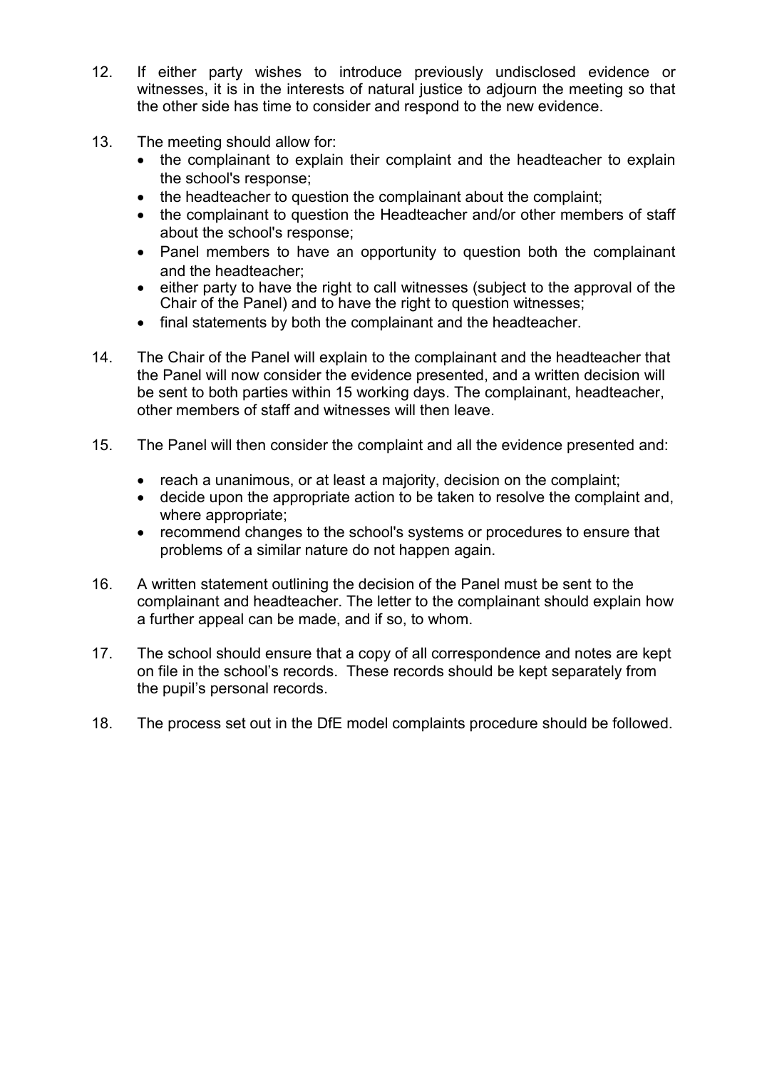12. If either party wishes to introduce previously undisclosed evidence or witnesses, it is in the interests of natural justice to adjourn the meeting so that the other side has time to consider and respond to the new evidence.

13. The meeting should allow for:
    - the complainant to explain their complaint and the headteacher to explain the school's response;
    - the headteacher to question the complainant about the complaint;
    - the complainant to question the Headteacher and/or other members of staff about the school's response;
    - Panel members to have an opportunity to question both the complainant and the headteacher;
    - either party to have the right to call witnesses (subject to the approval of the Chair of the Panel) and to have the right to question witnesses;
    - final statements by both the complainant and the headteacher.

14. The Chair of the Panel will explain to the complainant and the headteacher that the Panel will now consider the evidence presented, and a written decision will be sent to both parties within 15 working days. The complainant, headteacher, other members of staff and witnesses will then leave.

15. The Panel will then consider the complaint and all the evidence presented and:

    - reach a unanimous, or at least a majority, decision on the complaint;
    - decide upon the appropriate action to be taken to resolve the complaint and, where appropriate;
    - recommend changes to the school's systems or procedures to ensure that problems of a similar nature do not happen again.

16. A written statement outlining the decision of the Panel must be sent to the complainant and headteacher. The letter to the complainant should explain how a further appeal can be made, and if so, to whom.

17. The school should ensure that a copy of all correspondence and notes are kept on file in the school's records. These records should be kept separately from the pupil's personal records.

18. The process set out in the DfE model complaints procedure should be followed.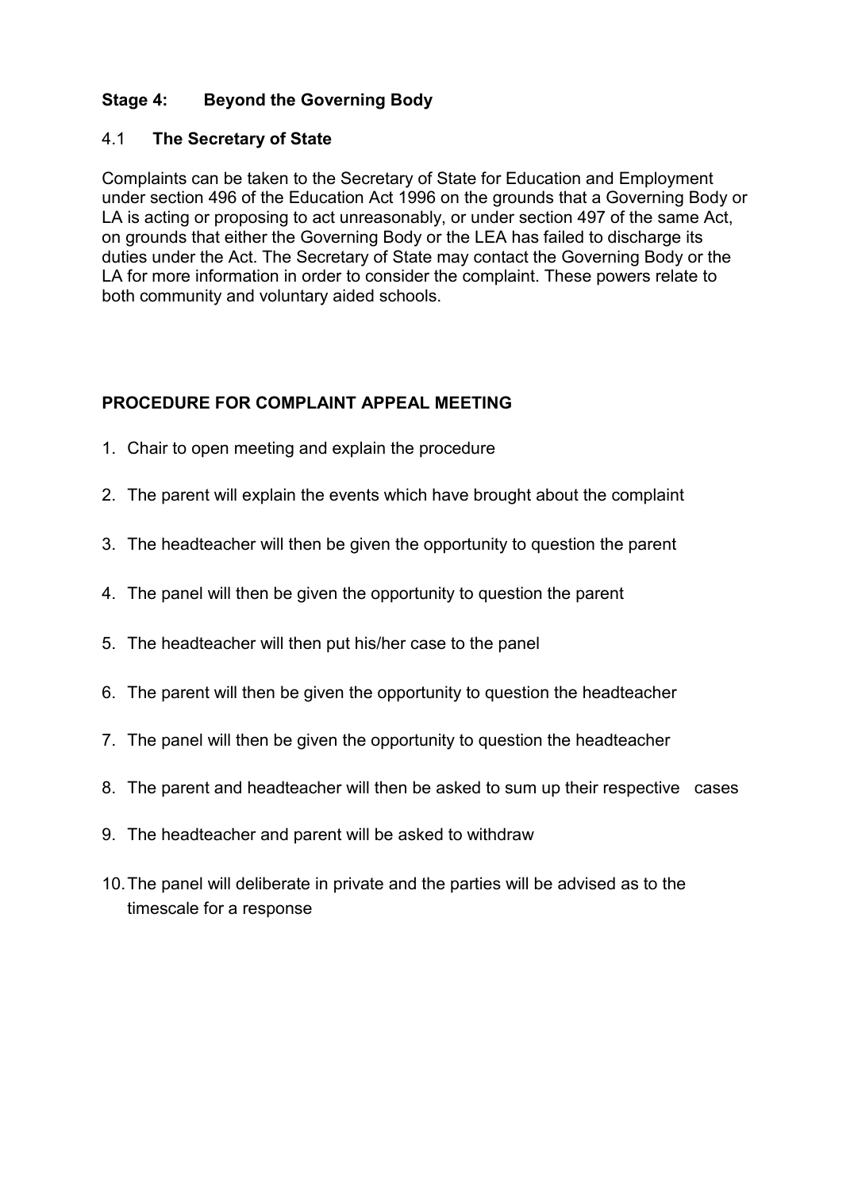## Stage 4: Beyond the Governing Body

### 4.1 The Secretary of State

Complaints can be taken to the Secretary of State for Education and Employment under section 496 of the Education Act 1996 on the grounds that a Governing Body or LA is acting or proposing to act unreasonably, or under section 497 of the same Act, on grounds that either the Governing Body or the LEA has failed to discharge its duties under the Act. The Secretary of State may contact the Governing Body or the LA for more information in order to consider the complaint. These powers relate to both community and voluntary aided schools.

## PROCEDURE FOR COMPLAINT APPEAL MEETING

1. Chair to open meeting and explain the procedure
2. The parent will explain the events which have brought about the complaint
3. The headteacher will then be given the opportunity to question the parent
4. The panel will then be given the opportunity to question the parent
5. The headteacher will then put his/her case to the panel
6. The parent will then be given the opportunity to question the headteacher
7. The panel will then be given the opportunity to question the headteacher
8. The parent and headteacher will then be asked to sum up their respective cases
9. The headteacher and parent will be asked to withdraw
10. The panel will deliberate in private and the parties will be advised as to the timescale for a response